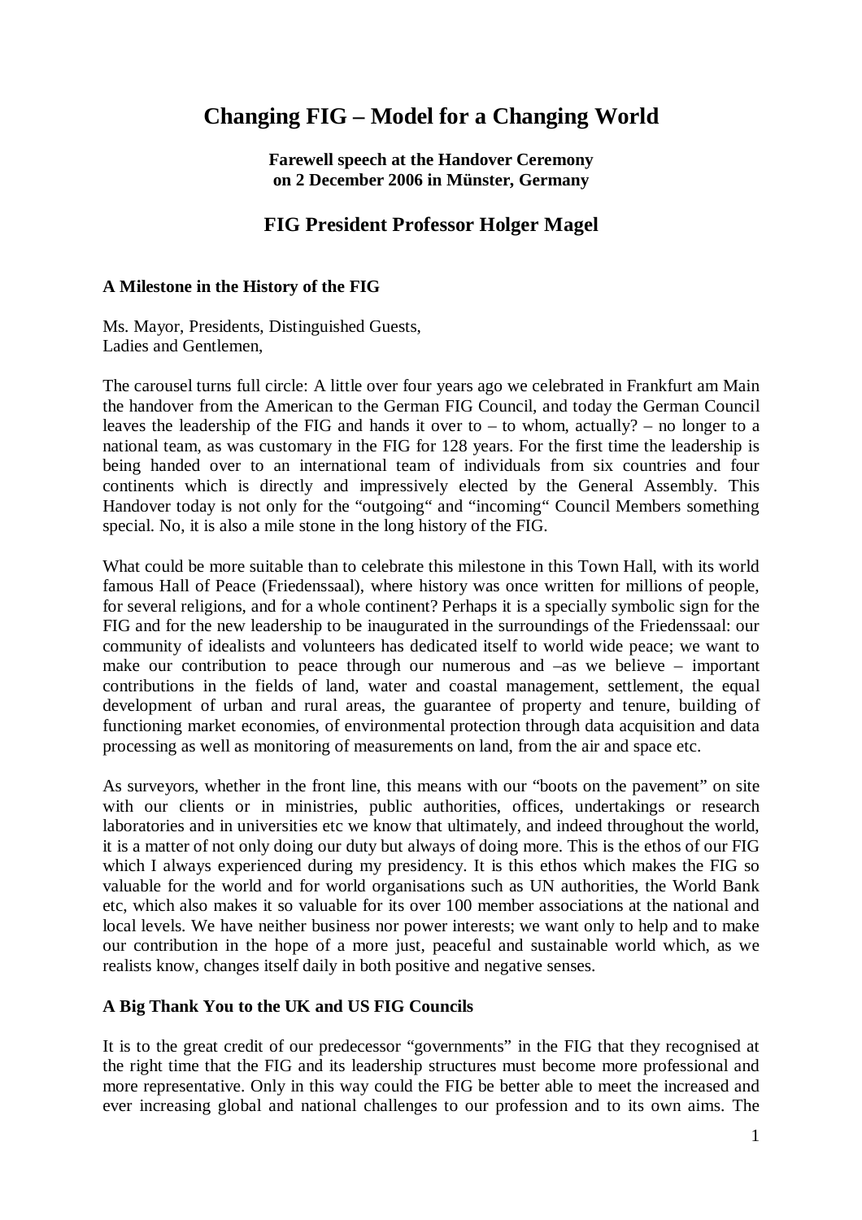# Changing FIG – Model for a Changing World

**Farewell speech at the Handover Ceremony on 2 December 2006 in Münster, Germany**

## FIG President Professor Holger Magel

### A Milestone in the History of the FIG

Ms. Mayor, Presidents, Distinguished Guests,
Ladies and Gentlemen,

The carousel turns full circle: A little over four years ago we celebrated in Frankfurt am Main the handover from the American to the German FIG Council, and today the German Council leaves the leadership of the FIG and hands it over to – to whom, actually? – no longer to a national team, as was customary in the FIG for 128 years. For the first time the leadership is being handed over to an international team of individuals from six countries and four continents which is directly and impressively elected by the General Assembly. This Handover today is not only for the "outgoing" and "incoming" Council Members something special. No, it is also a mile stone in the long history of the FIG.

What could be more suitable than to celebrate this milestone in this Town Hall, with its world famous Hall of Peace (Friedenssaal), where history was once written for millions of people, for several religions, and for a whole continent? Perhaps it is a specially symbolic sign for the FIG and for the new leadership to be inaugurated in the surroundings of the Friedenssaal: our community of idealists and volunteers has dedicated itself to world wide peace; we want to make our contribution to peace through our numerous and –as we believe – important contributions in the fields of land, water and coastal management, settlement, the equal development of urban and rural areas, the guarantee of property and tenure, building of functioning market economies, of environmental protection through data acquisition and data processing as well as monitoring of measurements on land, from the air and space etc.

As surveyors, whether in the front line, this means with our "boots on the pavement" on site with our clients or in ministries, public authorities, offices, undertakings or research laboratories and in universities etc we know that ultimately, and indeed throughout the world, it is a matter of not only doing our duty but always of doing more. This is the ethos of our FIG which I always experienced during my presidency. It is this ethos which makes the FIG so valuable for the world and for world organisations such as UN authorities, the World Bank etc, which also makes it so valuable for its over 100 member associations at the national and local levels. We have neither business nor power interests; we want only to help and to make our contribution in the hope of a more just, peaceful and sustainable world which, as we realists know, changes itself daily in both positive and negative senses.

### A Big Thank You to the UK and US FIG Councils

It is to the great credit of our predecessor "governments" in the FIG that they recognised at the right time that the FIG and its leadership structures must become more professional and more representative. Only in this way could the FIG be better able to meet the increased and ever increasing global and national challenges to our profession and to its own aims. The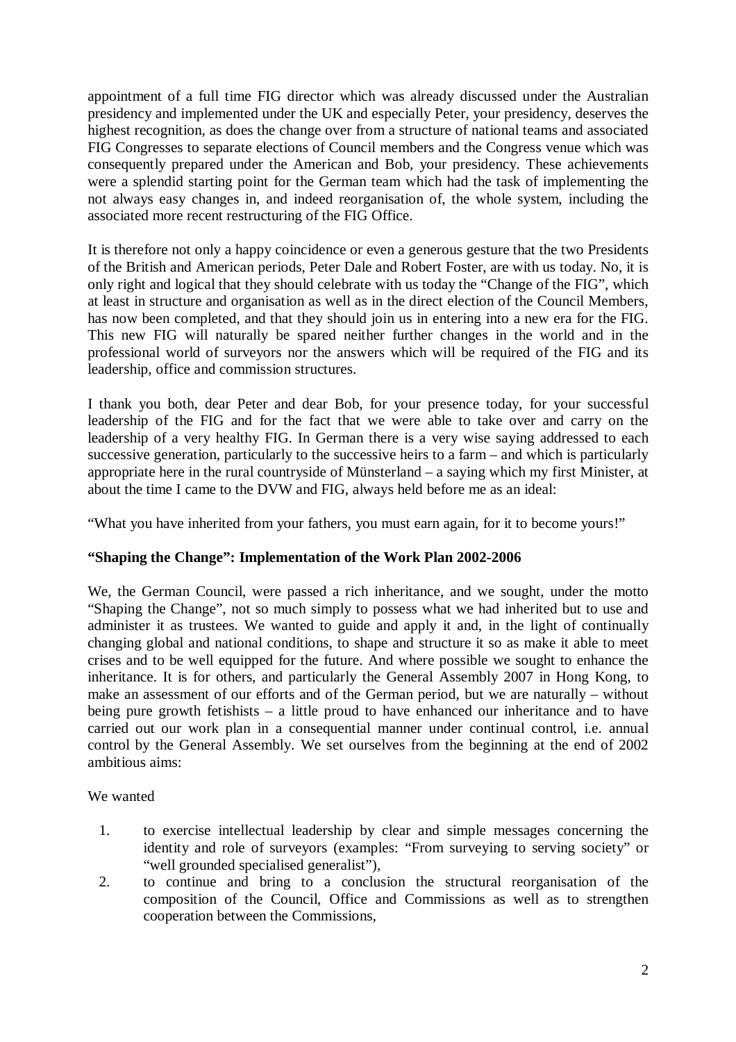appointment of a full time FIG director which was already discussed under the Australian presidency and implemented under the UK and especially Peter, your presidency, deserves the highest recognition, as does the change over from a structure of national teams and associated FIG Congresses to separate elections of Council members and the Congress venue which was consequently prepared under the American and Bob, your presidency. These achievements were a splendid starting point for the German team which had the task of implementing the not always easy changes in, and indeed reorganisation of, the whole system, including the associated more recent restructuring of the FIG Office.

It is therefore not only a happy coincidence or even a generous gesture that the two Presidents of the British and American periods, Peter Dale and Robert Foster, are with us today. No, it is only right and logical that they should celebrate with us today the "Change of the FIG", which at least in structure and organisation as well as in the direct election of the Council Members, has now been completed, and that they should join us in entering into a new era for the FIG. This new FIG will naturally be spared neither further changes in the world and in the professional world of surveyors nor the answers which will be required of the FIG and its leadership, office and commission structures.

I thank you both, dear Peter and dear Bob, for your presence today, for your successful leadership of the FIG and for the fact that we were able to take over and carry on the leadership of a very healthy FIG. In German there is a very wise saying addressed to each successive generation, particularly to the successive heirs to a farm – and which is particularly appropriate here in the rural countryside of Münsterland – a saying which my first Minister, at about the time I came to the DVW and FIG, always held before me as an ideal:

"What you have inherited from your fathers, you must earn again, for it to become yours!"

### "Shaping the Change": Implementation of the Work Plan 2002-2006

We, the German Council, were passed a rich inheritance, and we sought, under the motto "Shaping the Change", not so much simply to possess what we had inherited but to use and administer it as trustees. We wanted to guide and apply it and, in the light of continually changing global and national conditions, to shape and structure it so as make it able to meet crises and to be well equipped for the future. And where possible we sought to enhance the inheritance. It is for others, and particularly the General Assembly 2007 in Hong Kong, to make an assessment of our efforts and of the German period, but we are naturally – without being pure growth fetishists – a little proud to have enhanced our inheritance and to have carried out our work plan in a consequential manner under continual control, i.e. annual control by the General Assembly. We set ourselves from the beginning at the end of 2002 ambitious aims:

We wanted

1. to exercise intellectual leadership by clear and simple messages concerning the identity and role of surveyors (examples: "From surveying to serving society" or "well grounded specialised generalist"),
2. to continue and bring to a conclusion the structural reorganisation of the composition of the Council, Office and Commissions as well as to strengthen cooperation between the Commissions,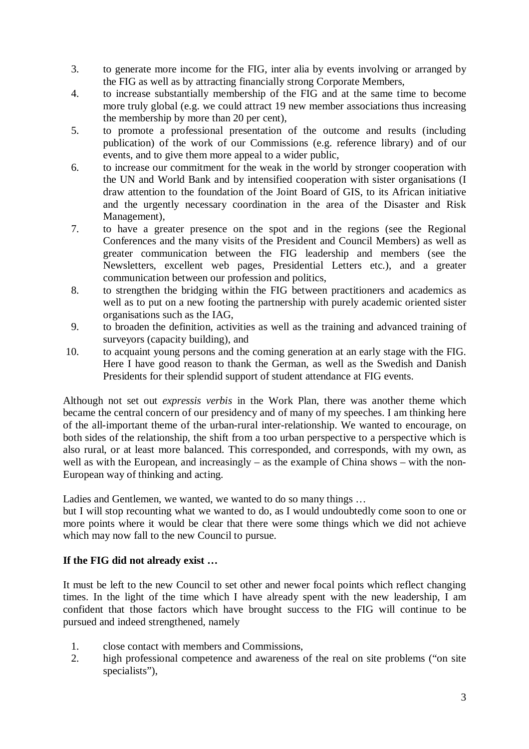3. to generate more income for the FIG, inter alia by events involving or arranged by the FIG as well as by attracting financially strong Corporate Members,
4. to increase substantially membership of the FIG and at the same time to become more truly global (e.g. we could attract 19 new member associations thus increasing the membership by more than 20 per cent),
5. to promote a professional presentation of the outcome and results (including publication) of the work of our Commissions (e.g. reference library) and of our events, and to give them more appeal to a wider public,
6. to increase our commitment for the weak in the world by stronger cooperation with the UN and World Bank and by intensified cooperation with sister organisations (I draw attention to the foundation of the Joint Board of GIS, to its African initiative and the urgently necessary coordination in the area of the Disaster and Risk Management),
7. to have a greater presence on the spot and in the regions (see the Regional Conferences and the many visits of the President and Council Members) as well as greater communication between the FIG leadership and members (see the Newsletters, excellent web pages, Presidential Letters etc.), and a greater communication between our profession and politics,
8. to strengthen the bridging within the FIG between practitioners and academics as well as to put on a new footing the partnership with purely academic oriented sister organisations such as the IAG,
9. to broaden the definition, activities as well as the training and advanced training of surveyors (capacity building), and
10. to acquaint young persons and the coming generation at an early stage with the FIG. Here I have good reason to thank the German, as well as the Swedish and Danish Presidents for their splendid support of student attendance at FIG events.

Although not set out *expressis verbis* in the Work Plan, there was another theme which became the central concern of our presidency and of many of my speeches. I am thinking here of the all-important theme of the urban-rural inter-relationship. We wanted to encourage, on both sides of the relationship, the shift from a too urban perspective to a perspective which is also rural, or at least more balanced. This corresponded, and corresponds, with my own, as well as with the European, and increasingly – as the example of China shows – with the non-European way of thinking and acting.

Ladies and Gentlemen, we wanted, we wanted to do so many things …
but I will stop recounting what we wanted to do, as I would undoubtedly come soon to one or more points where it would be clear that there were some things which we did not achieve which may now fall to the new Council to pursue.

**If the FIG did not already exist …**

It must be left to the new Council to set other and newer focal points which reflect changing times. In the light of the time which I have already spent with the new leadership, I am confident that those factors which have brought success to the FIG will continue to be pursued and indeed strengthened, namely

1. close contact with members and Commissions,
2. high professional competence and awareness of the real on site problems ("on site specialists"),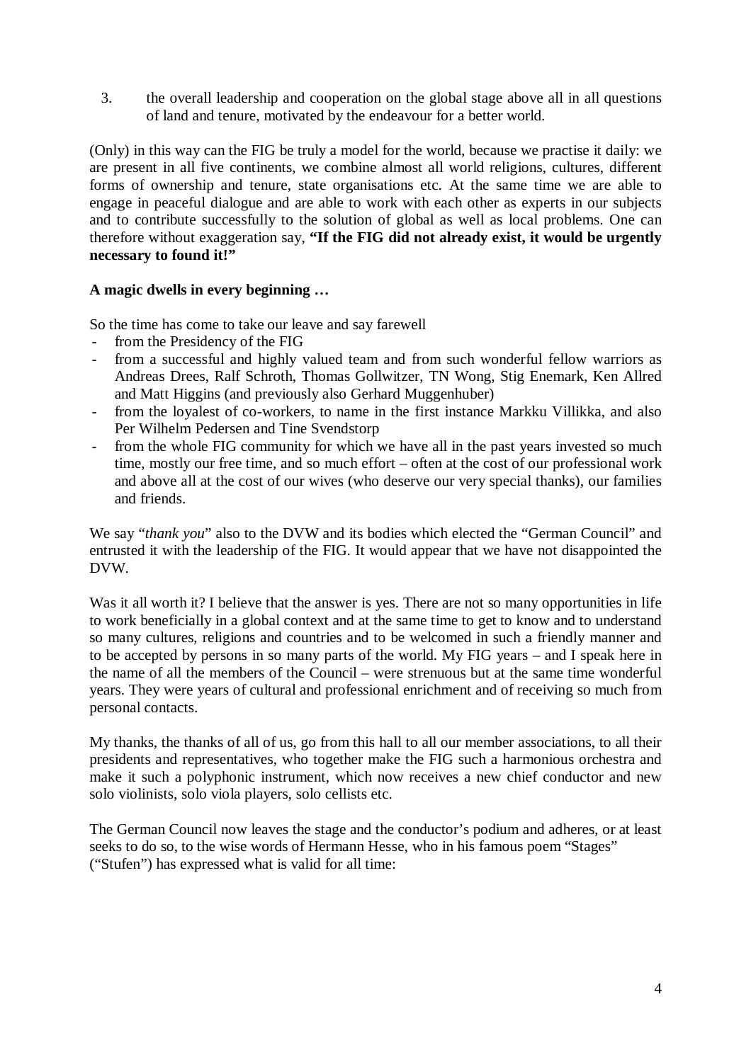3. the overall leadership and cooperation on the global stage above all in all questions of land and tenure, motivated by the endeavour for a better world.

(Only) in this way can the FIG be truly a model for the world, because we practise it daily: we are present in all five continents, we combine almost all world religions, cultures, different forms of ownership and tenure, state organisations etc. At the same time we are able to engage in peaceful dialogue and are able to work with each other as experts in our subjects and to contribute successfully to the solution of global as well as local problems. One can therefore without exaggeration say, **"If the FIG did not already exist, it would be urgently necessary to found it!"**

**A magic dwells in every beginning …**

So the time has come to take our leave and say farewell

- from the Presidency of the FIG
- from a successful and highly valued team and from such wonderful fellow warriors as Andreas Drees, Ralf Schroth, Thomas Gollwitzer, TN Wong, Stig Enemark, Ken Allred and Matt Higgins (and previously also Gerhard Muggenhuber)
- from the loyalest of co-workers, to name in the first instance Markku Villikka, and also Per Wilhelm Pedersen and Tine Svendstorp
- from the whole FIG community for which we have all in the past years invested so much time, mostly our free time, and so much effort – often at the cost of our professional work and above all at the cost of our wives (who deserve our very special thanks), our families and friends.

We say "*thank you*" also to the DVW and its bodies which elected the "German Council" and entrusted it with the leadership of the FIG. It would appear that we have not disappointed the DVW.

Was it all worth it? I believe that the answer is yes. There are not so many opportunities in life to work beneficially in a global context and at the same time to get to know and to understand so many cultures, religions and countries and to be welcomed in such a friendly manner and to be accepted by persons in so many parts of the world. My FIG years – and I speak here in the name of all the members of the Council – were strenuous but at the same time wonderful years. They were years of cultural and professional enrichment and of receiving so much from personal contacts.

My thanks, the thanks of all of us, go from this hall to all our member associations, to all their presidents and representatives, who together make the FIG such a harmonious orchestra and make it such a polyphonic instrument, which now receives a new chief conductor and new solo violinists, solo viola players, solo cellists etc.

The German Council now leaves the stage and the conductor's podium and adheres, or at least seeks to do so, to the wise words of Hermann Hesse, who in his famous poem "Stages" ("Stufen") has expressed what is valid for all time: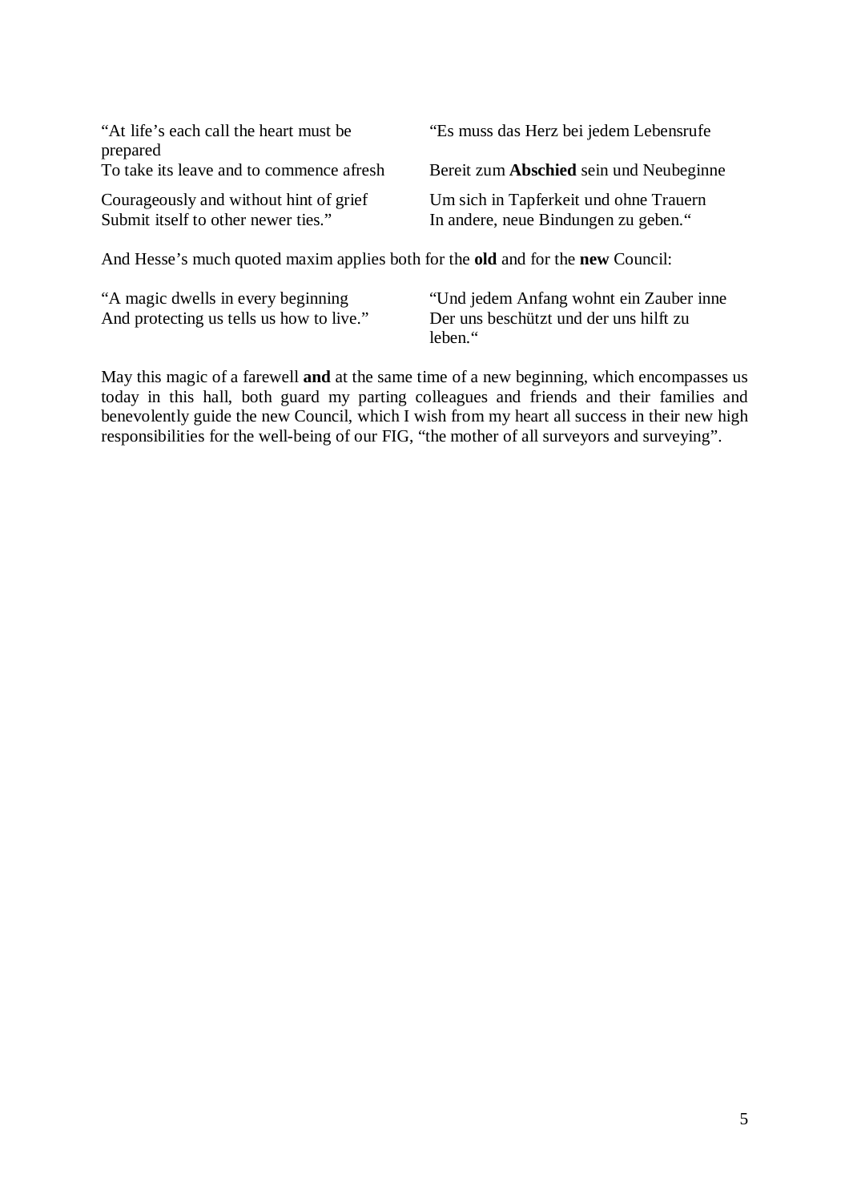| | |
|---|---|
| “At life’s each call the heart must be prepared<br>To take its leave and to commence afresh | “Es muss das Herz bei jedem Lebensrufe<br>Bereit zum **Abschied** sein und Neubeginne |
| Courageously and without hint of grief<br>Submit itself to other newer ties.” | Um sich in Tapferkeit und ohne Trauern<br>In andere, neue Bindungen zu geben.“ |

And Hesse’s much quoted maxim applies both for the **old** and for the **new** Council:

| | |
|---|---|
| “A magic dwells in every beginning<br>And protecting us tells us how to live.” | “Und jedem Anfang wohnt ein Zauber inne<br>Der uns beschützt und der uns hilft zu leben.“ |

May this magic of a farewell **and** at the same time of a new beginning, which encompasses us today in this hall, both guard my parting colleagues and friends and their families and benevolently guide the new Council, which I wish from my heart all success in their new high responsibilities for the well-being of our FIG, “the mother of all surveyors and surveying”.